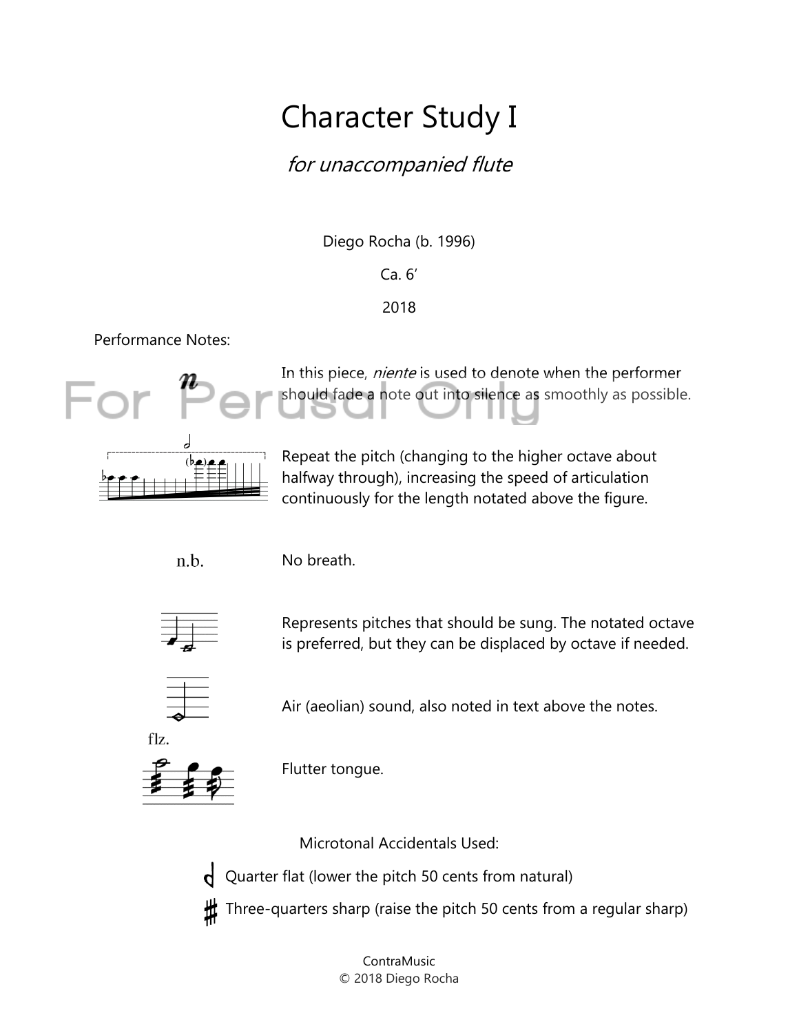# Character Study I

*for unaccompanied flute*

Diego Rocha (b. 1996)

Ca. 6′

2018

Performance Notes:

**n** — In this piece, *niente* is used to denote when the performer should fade a note out into silence as smoothly as possible.

Repeat the pitch (changing to the higher octave about halfway through), increasing the speed of articulation continuously for the length notated above the figure.

n.b. — No breath.

Represents pitches that should be sung. The notated octave is preferred, but they can be displaced by octave if needed.

Air (aeolian) sound, also noted in text above the notes.

flz. — Flutter tongue.

Microtonal Accidentals Used:

- Quarter flat (lower the pitch 50 cents from natural)
- Three-quarters sharp (raise the pitch 50 cents from a regular sharp)

ContraMusic
© 2018 Diego Rocha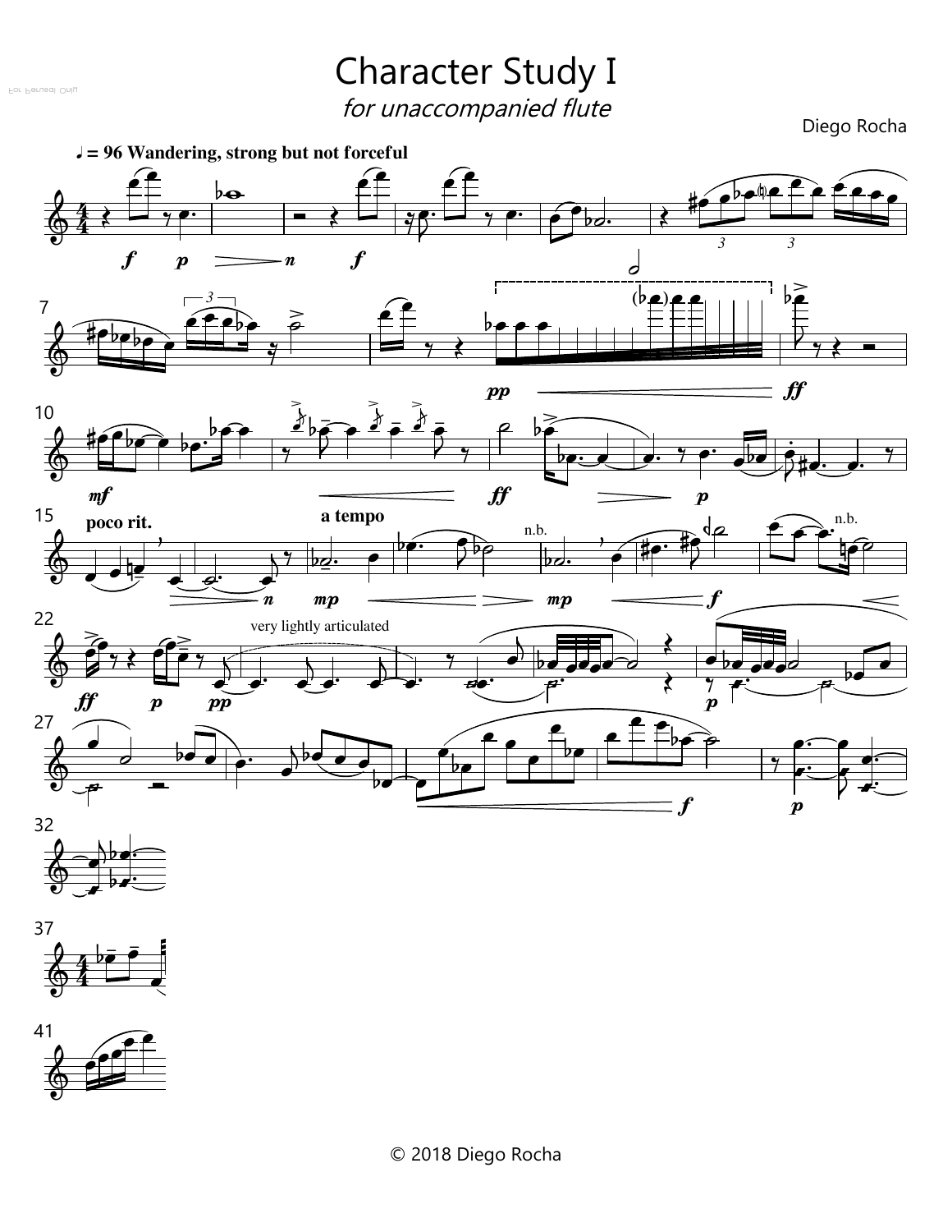# Character Study I

*for unaccompanied flute*

Diego Rocha

♩ = 96 Wandering, strong but not forceful

© 2018 Diego Rocha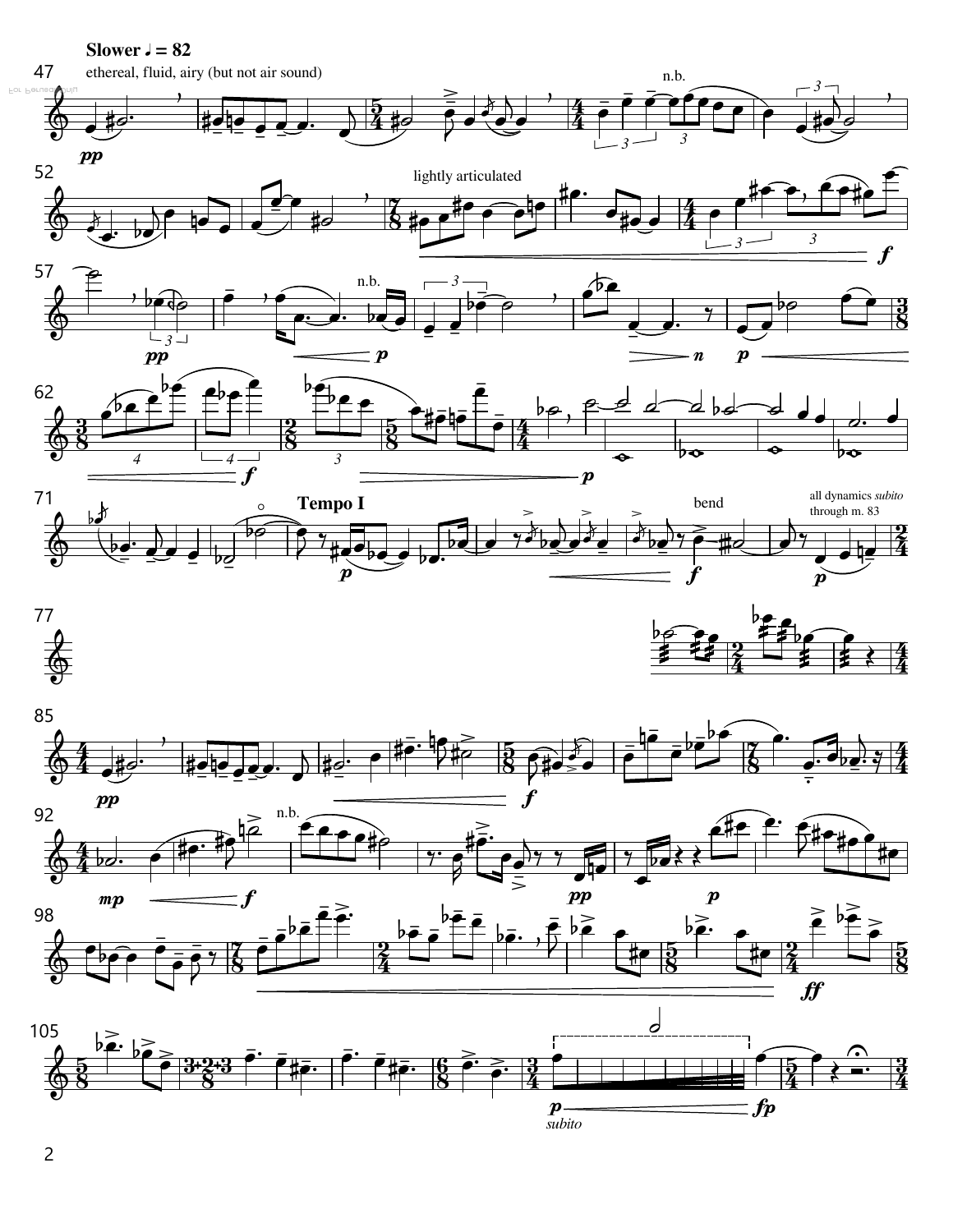**Slower ♩ = 82**

ethereal, fluid, airy (but not air sound)

n.b.

lightly articulated

n.b.

**Tempo I**

bend

all dynamics *subito* through m. 83

n.b.

*subito*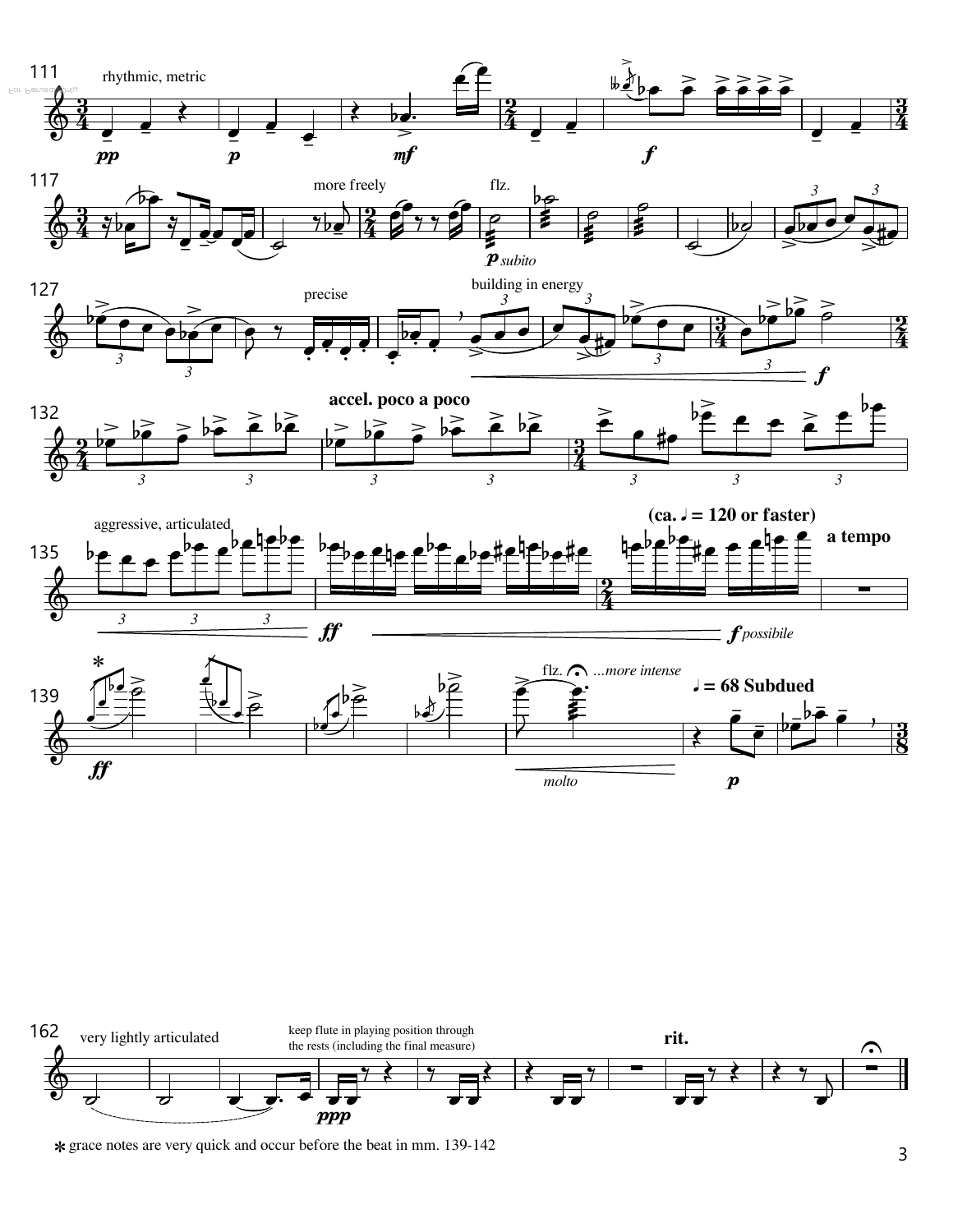rhythmic, metric

more freely

flz.

*p subito*

precise

building in energy

accel. poco a poco

aggressive, articulated

(ca. ♩ = 120 or faster)

a tempo

*f possibile*

flz. …more intense

*molto*

♩ = 68 Subdued

very lightly articulated

keep flute in playing position through the rests (including the final measure)

rit.

* grace notes are very quick and occur before the beat in mm. 139-142